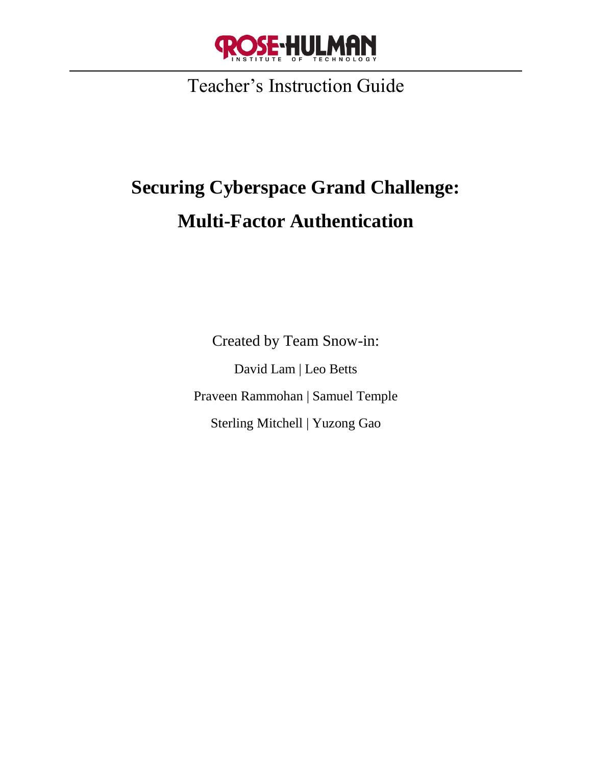ROSE-HULMAN INSTITUTE OF TECHNOLOGY

Teacher's Instruction Guide

# Securing Cyberspace Grand Challenge: Multi-Factor Authentication

Created by Team Snow-in:

David Lam | Leo Betts

Praveen Rammohan | Samuel Temple

Sterling Mitchell | Yuzong Gao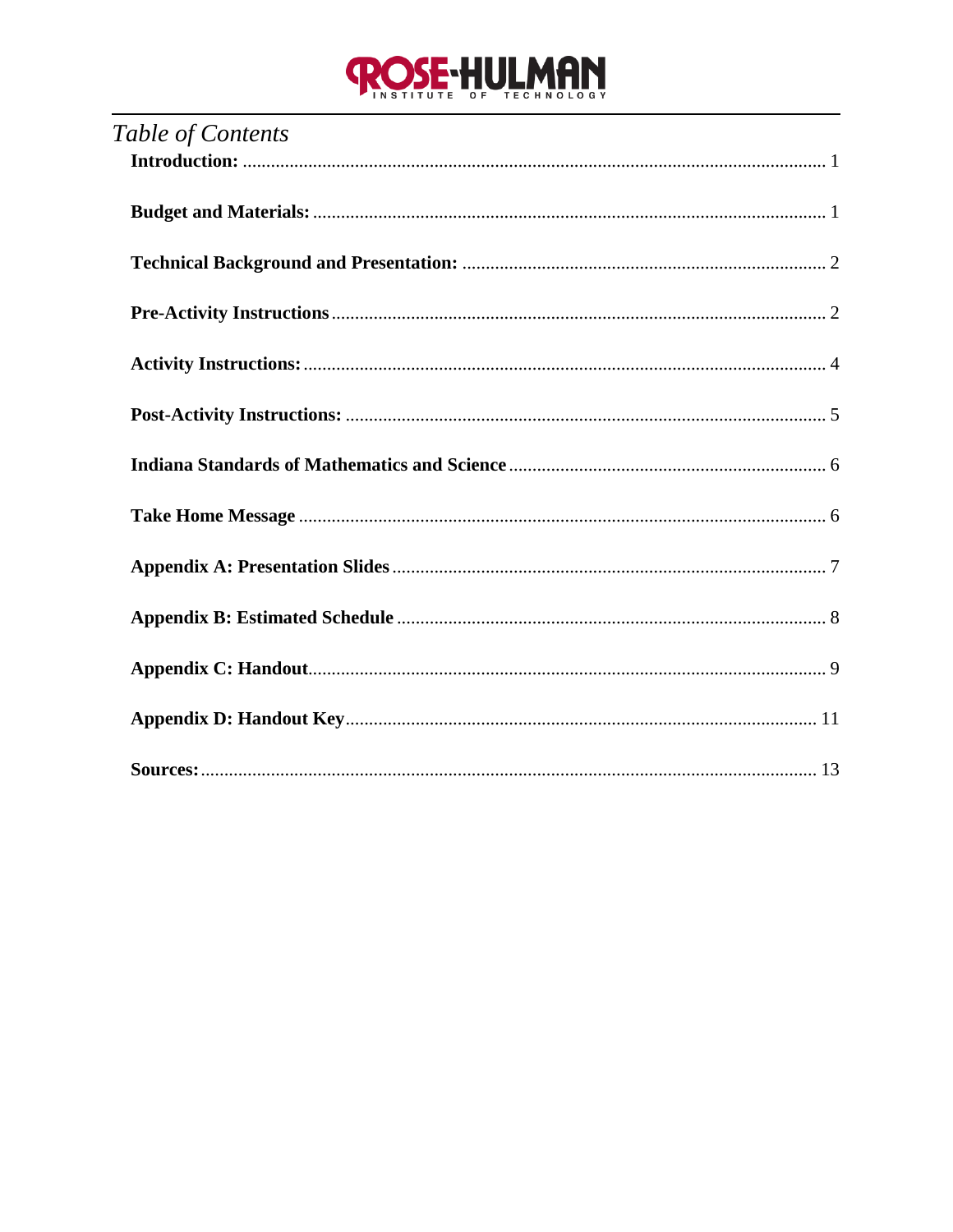# Table of Contents

**Introduction:** ........................................................................................................................ 1

**Budget and Materials:** .............................................................................................................. 1

**Technical Background and Presentation:** ............................................................................... 2

**Pre-Activity Instructions** ........................................................................................................... 2

**Activity Instructions:** .................................................................................................................. 4

**Post-Activity Instructions:** ........................................................................................................ 5

**Indiana Standards of Mathematics and Science** ..................................................................... 6

**Take Home Message** .................................................................................................................. 6

**Appendix A: Presentation Slides** .............................................................................................. 7

**Appendix B: Estimated Schedule** ............................................................................................ 8

**Appendix C: Handout** ............................................................................................................... 9

**Appendix D: Handout Key** ....................................................................................................... 11

**Sources:** .................................................................................................................................... 13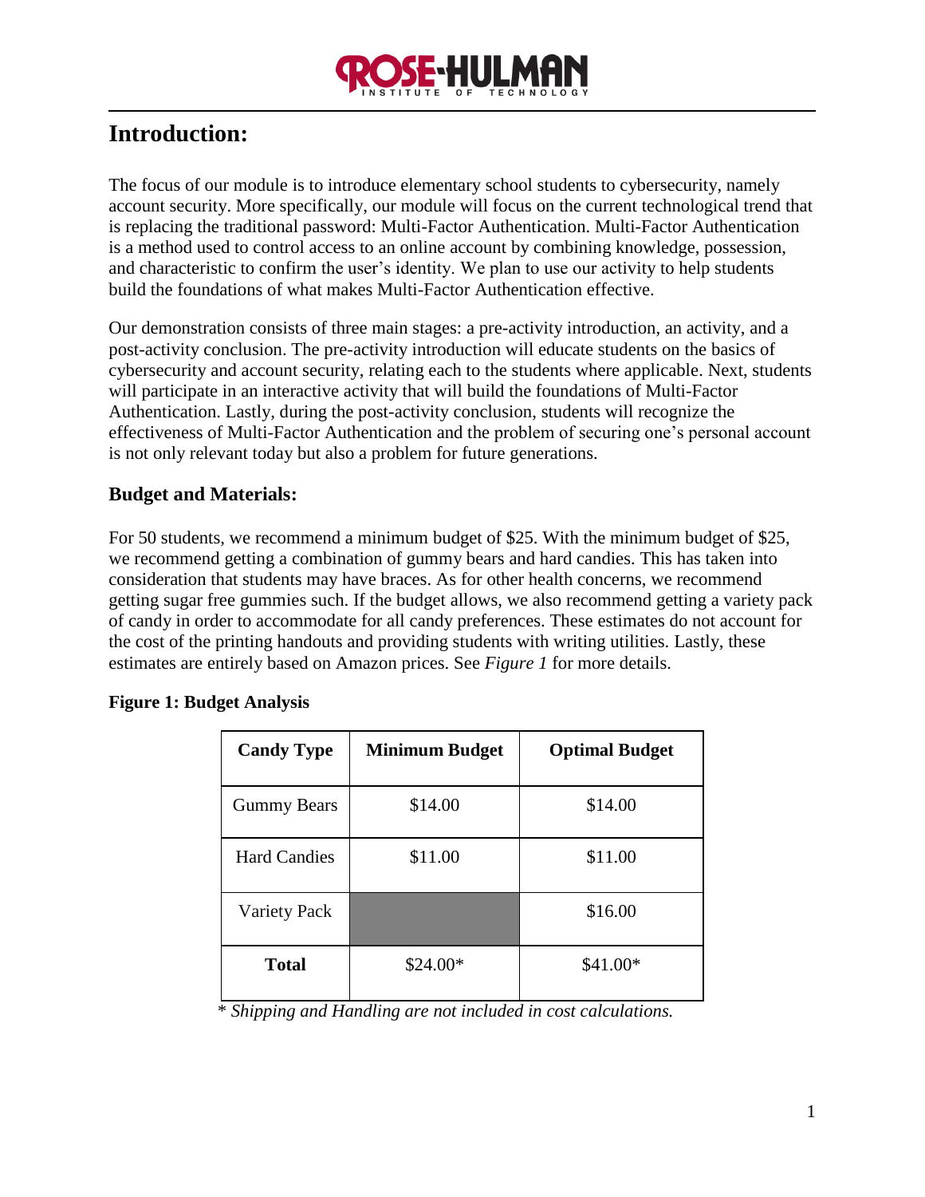## Introduction:

The focus of our module is to introduce elementary school students to cybersecurity, namely account security. More specifically, our module will focus on the current technological trend that is replacing the traditional password: Multi-Factor Authentication. Multi-Factor Authentication is a method used to control access to an online account by combining knowledge, possession, and characteristic to confirm the user's identity. We plan to use our activity to help students build the foundations of what makes Multi-Factor Authentication effective.

Our demonstration consists of three main stages: a pre-activity introduction, an activity, and a post-activity conclusion. The pre-activity introduction will educate students on the basics of cybersecurity and account security, relating each to the students where applicable. Next, students will participate in an interactive activity that will build the foundations of Multi-Factor Authentication. Lastly, during the post-activity conclusion, students will recognize the effectiveness of Multi-Factor Authentication and the problem of securing one's personal account is not only relevant today but also a problem for future generations.

### Budget and Materials:

For 50 students, we recommend a minimum budget of $25. With the minimum budget of $25, we recommend getting a combination of gummy bears and hard candies. This has taken into consideration that students may have braces. As for other health concerns, we recommend getting sugar free gummies such. If the budget allows, we also recommend getting a variety pack of candy in order to accommodate for all candy preferences. These estimates do not account for the cost of the printing handouts and providing students with writing utilities. Lastly, these estimates are entirely based on Amazon prices. See *Figure 1* for more details.

**Figure 1: Budget Analysis**

| **Candy Type** | **Minimum Budget** | **Optimal Budget** |
|---|---|---|
| Gummy Bears | $14.00 | $14.00 |
| Hard Candies | $11.00 | $11.00 |
| Variety Pack | | $16.00 |
| **Total** | $24.00* | $41.00* |

\* *Shipping and Handling are not included in cost calculations.*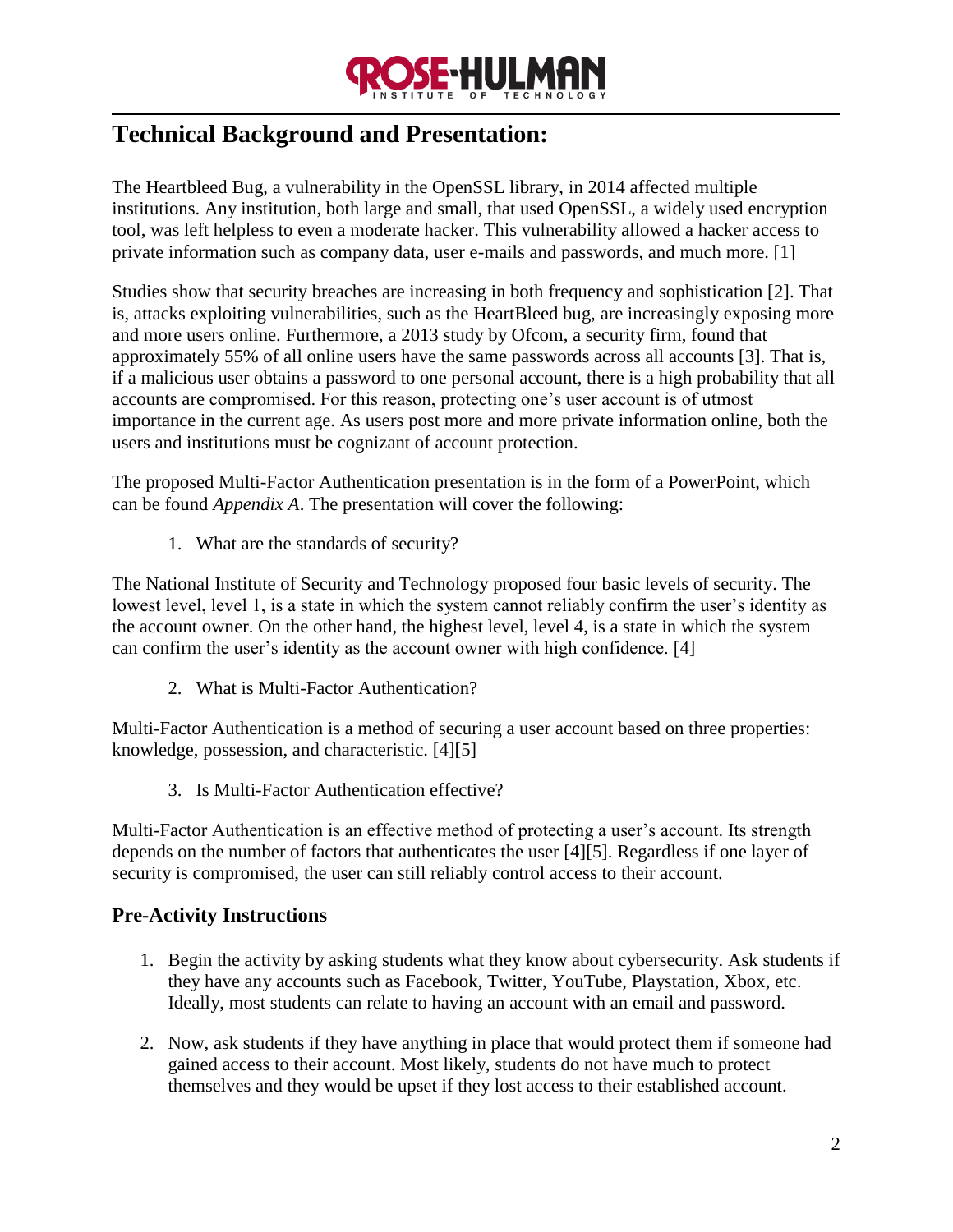## Technical Background and Presentation:

The Heartbleed Bug, a vulnerability in the OpenSSL library, in 2014 affected multiple institutions. Any institution, both large and small, that used OpenSSL, a widely used encryption tool, was left helpless to even a moderate hacker. This vulnerability allowed a hacker access to private information such as company data, user e-mails and passwords, and much more. [1]

Studies show that security breaches are increasing in both frequency and sophistication [2]. That is, attacks exploiting vulnerabilities, such as the HeartBleed bug, are increasingly exposing more and more users online. Furthermore, a 2013 study by Ofcom, a security firm, found that approximately 55% of all online users have the same passwords across all accounts [3]. That is, if a malicious user obtains a password to one personal account, there is a high probability that all accounts are compromised. For this reason, protecting one's user account is of utmost importance in the current age. As users post more and more private information online, both the users and institutions must be cognizant of account protection.

The proposed Multi-Factor Authentication presentation is in the form of a PowerPoint, which can be found *Appendix A*. The presentation will cover the following:

1. What are the standards of security?

The National Institute of Security and Technology proposed four basic levels of security. The lowest level, level 1, is a state in which the system cannot reliably confirm the user's identity as the account owner. On the other hand, the highest level, level 4, is a state in which the system can confirm the user's identity as the account owner with high confidence. [4]

2. What is Multi-Factor Authentication?

Multi-Factor Authentication is a method of securing a user account based on three properties: knowledge, possession, and characteristic. [4][5]

3. Is Multi-Factor Authentication effective?

Multi-Factor Authentication is an effective method of protecting a user's account. Its strength depends on the number of factors that authenticates the user [4][5]. Regardless if one layer of security is compromised, the user can still reliably control access to their account.

### Pre-Activity Instructions

1. Begin the activity by asking students what they know about cybersecurity. Ask students if they have any accounts such as Facebook, Twitter, YouTube, Playstation, Xbox, etc. Ideally, most students can relate to having an account with an email and password.
2. Now, ask students if they have anything in place that would protect them if someone had gained access to their account. Most likely, students do not have much to protect themselves and they would be upset if they lost access to their established account.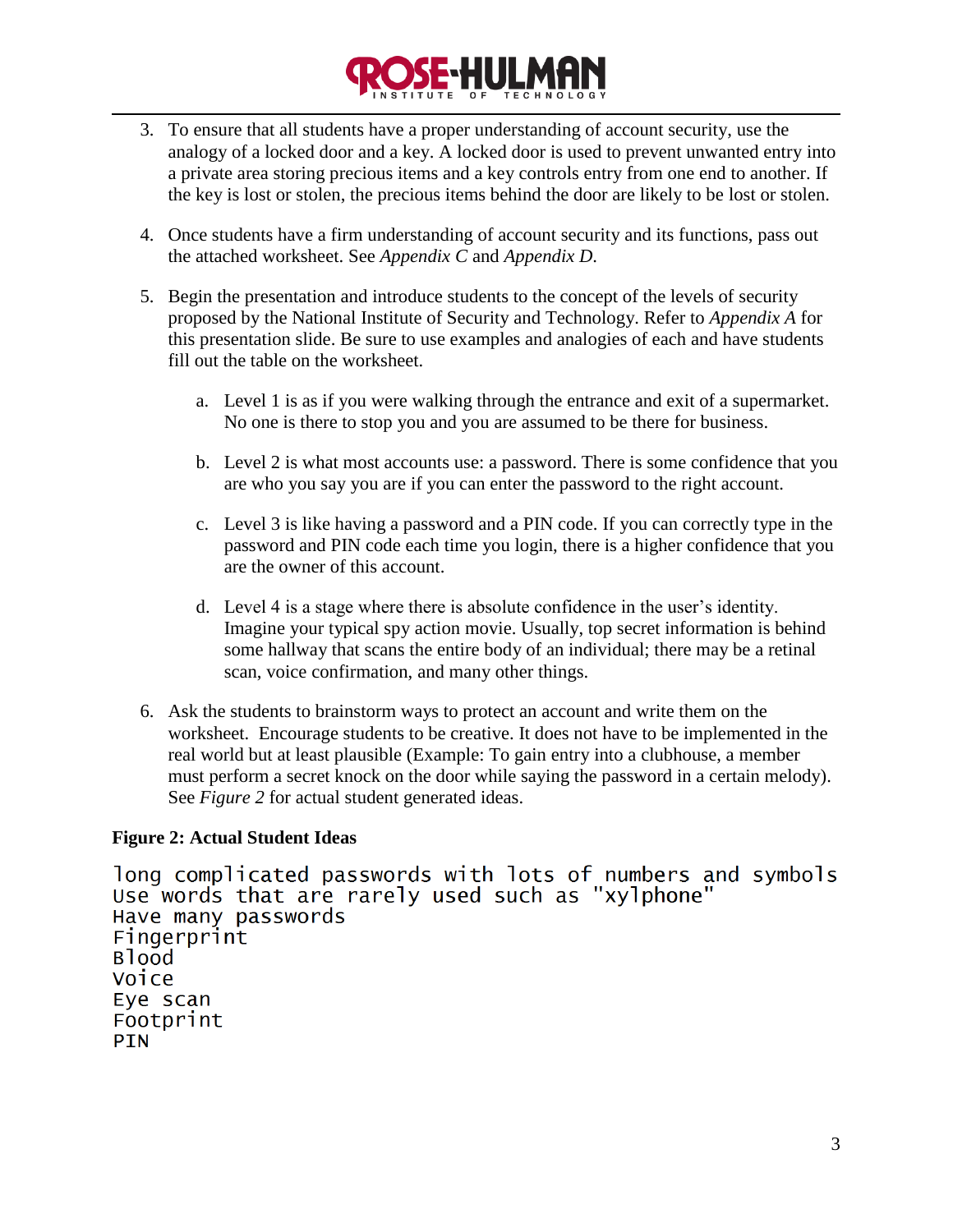3. To ensure that all students have a proper understanding of account security, use the analogy of a locked door and a key. A locked door is used to prevent unwanted entry into a private area storing precious items and a key controls entry from one end to another. If the key is lost or stolen, the precious items behind the door are likely to be lost or stolen.

4. Once students have a firm understanding of account security and its functions, pass out the attached worksheet. See *Appendix C* and *Appendix D*.

5. Begin the presentation and introduce students to the concept of the levels of security proposed by the National Institute of Security and Technology. Refer to *Appendix A* for this presentation slide. Be sure to use examples and analogies of each and have students fill out the table on the worksheet.

   a. Level 1 is as if you were walking through the entrance and exit of a supermarket. No one is there to stop you and you are assumed to be there for business.

   b. Level 2 is what most accounts use: a password. There is some confidence that you are who you say you are if you can enter the password to the right account.

   c. Level 3 is like having a password and a PIN code. If you can correctly type in the password and PIN code each time you login, there is a higher confidence that you are the owner of this account.

   d. Level 4 is a stage where there is absolute confidence in the user's identity. Imagine your typical spy action movie. Usually, top secret information is behind some hallway that scans the entire body of an individual; there may be a retinal scan, voice confirmation, and many other things.

6. Ask the students to brainstorm ways to protect an account and write them on the worksheet. Encourage students to be creative. It does not have to be implemented in the real world but at least plausible (Example: To gain entry into a clubhouse, a member must perform a secret knock on the door while saying the password in a certain melody). See *Figure 2* for actual student generated ideas.

**Figure 2: Actual Student Ideas**

```
long complicated passwords with lots of numbers and symbols
Use words that are rarely used such as "xylphone"
Have many passwords
Fingerprint
Blood
Voice
Eye scan
Footprint
PIN
```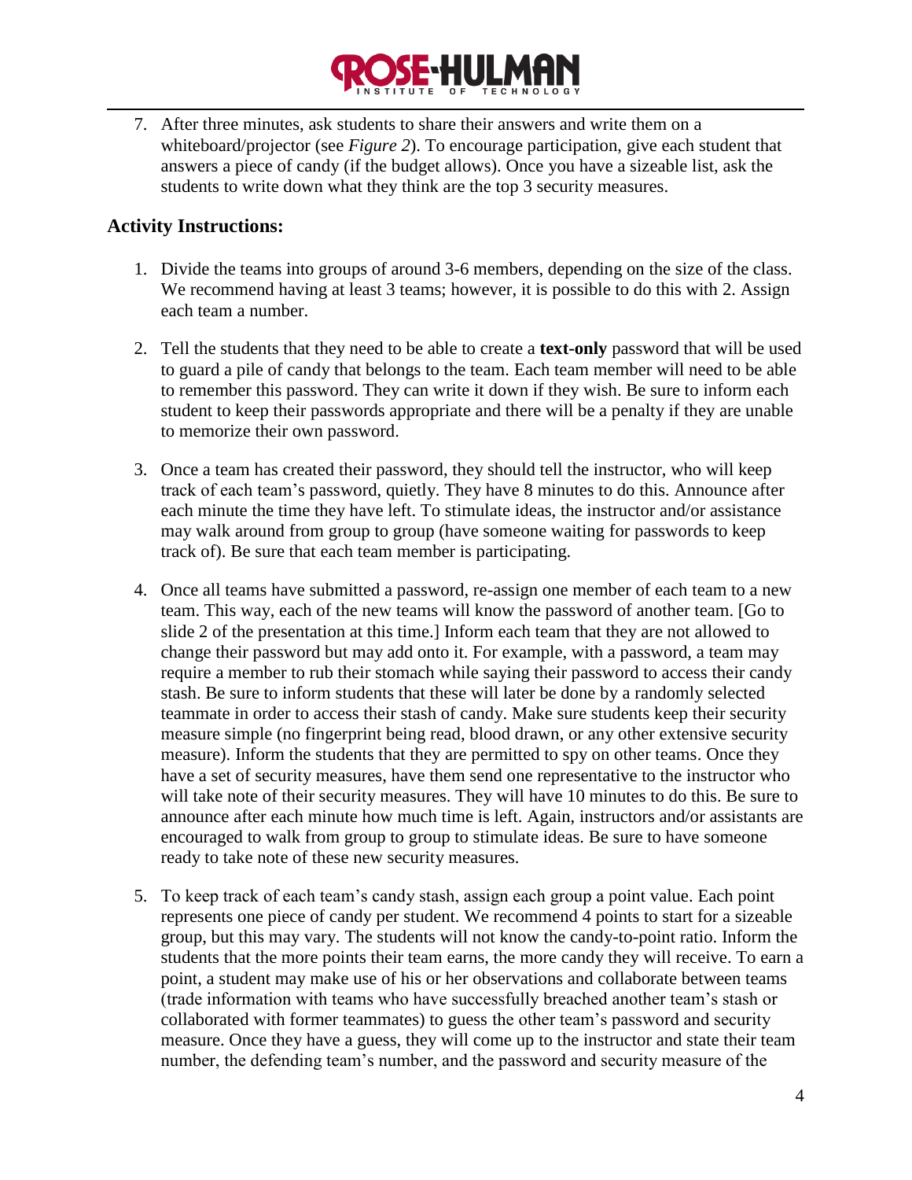7. After three minutes, ask students to share their answers and write them on a whiteboard/projector (see *Figure 2*). To encourage participation, give each student that answers a piece of candy (if the budget allows). Once you have a sizeable list, ask the students to write down what they think are the top 3 security measures.

## Activity Instructions:

1. Divide the teams into groups of around 3-6 members, depending on the size of the class. We recommend having at least 3 teams; however, it is possible to do this with 2. Assign each team a number.

2. Tell the students that they need to be able to create a **text-only** password that will be used to guard a pile of candy that belongs to the team. Each team member will need to be able to remember this password. They can write it down if they wish. Be sure to inform each student to keep their passwords appropriate and there will be a penalty if they are unable to memorize their own password.

3. Once a team has created their password, they should tell the instructor, who will keep track of each team's password, quietly. They have 8 minutes to do this. Announce after each minute the time they have left. To stimulate ideas, the instructor and/or assistance may walk around from group to group (have someone waiting for passwords to keep track of). Be sure that each team member is participating.

4. Once all teams have submitted a password, re-assign one member of each team to a new team. This way, each of the new teams will know the password of another team. [Go to slide 2 of the presentation at this time.] Inform each team that they are not allowed to change their password but may add onto it. For example, with a password, a team may require a member to rub their stomach while saying their password to access their candy stash. Be sure to inform students that these will later be done by a randomly selected teammate in order to access their stash of candy. Make sure students keep their security measure simple (no fingerprint being read, blood drawn, or any other extensive security measure). Inform the students that they are permitted to spy on other teams. Once they have a set of security measures, have them send one representative to the instructor who will take note of their security measures. They will have 10 minutes to do this. Be sure to announce after each minute how much time is left. Again, instructors and/or assistants are encouraged to walk from group to group to stimulate ideas. Be sure to have someone ready to take note of these new security measures.

5. To keep track of each team's candy stash, assign each group a point value. Each point represents one piece of candy per student. We recommend 4 points to start for a sizeable group, but this may vary. The students will not know the candy-to-point ratio. Inform the students that the more points their team earns, the more candy they will receive. To earn a point, a student may make use of his or her observations and collaborate between teams (trade information with teams who have successfully breached another team's stash or collaborated with former teammates) to guess the other team's password and security measure. Once they have a guess, they will come up to the instructor and state their team number, the defending team's number, and the password and security measure of the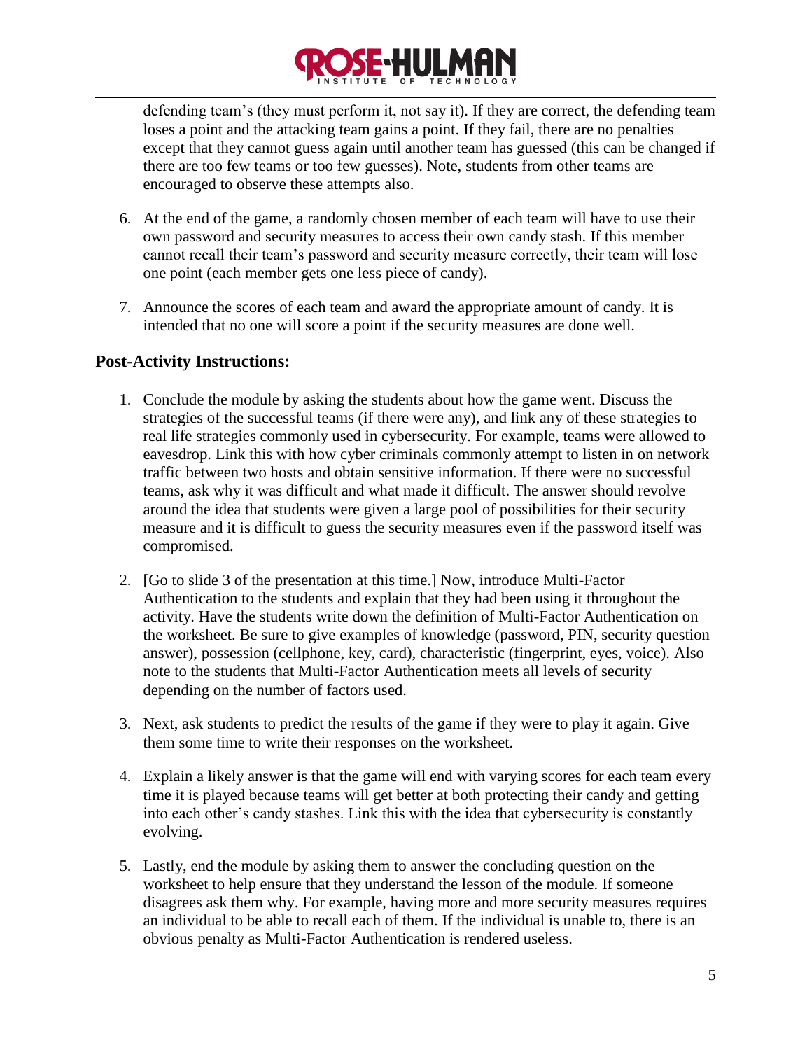defending team's (they must perform it, not say it). If they are correct, the defending team loses a point and the attacking team gains a point. If they fail, there are no penalties except that they cannot guess again until another team has guessed (this can be changed if there are too few teams or too few guesses). Note, students from other teams are encouraged to observe these attempts also.

6. At the end of the game, a randomly chosen member of each team will have to use their own password and security measures to access their own candy stash. If this member cannot recall their team's password and security measure correctly, their team will lose one point (each member gets one less piece of candy).

7. Announce the scores of each team and award the appropriate amount of candy. It is intended that no one will score a point if the security measures are done well.

## Post-Activity Instructions:

1. Conclude the module by asking the students about how the game went. Discuss the strategies of the successful teams (if there were any), and link any of these strategies to real life strategies commonly used in cybersecurity. For example, teams were allowed to eavesdrop. Link this with how cyber criminals commonly attempt to listen in on network traffic between two hosts and obtain sensitive information. If there were no successful teams, ask why it was difficult and what made it difficult. The answer should revolve around the idea that students were given a large pool of possibilities for their security measure and it is difficult to guess the security measures even if the password itself was compromised.

2. [Go to slide 3 of the presentation at this time.] Now, introduce Multi-Factor Authentication to the students and explain that they had been using it throughout the activity. Have the students write down the definition of Multi-Factor Authentication on the worksheet. Be sure to give examples of knowledge (password, PIN, security question answer), possession (cellphone, key, card), characteristic (fingerprint, eyes, voice). Also note to the students that Multi-Factor Authentication meets all levels of security depending on the number of factors used.

3. Next, ask students to predict the results of the game if they were to play it again. Give them some time to write their responses on the worksheet.

4. Explain a likely answer is that the game will end with varying scores for each team every time it is played because teams will get better at both protecting their candy and getting into each other's candy stashes. Link this with the idea that cybersecurity is constantly evolving.

5. Lastly, end the module by asking them to answer the concluding question on the worksheet to help ensure that they understand the lesson of the module. If someone disagrees ask them why. For example, having more and more security measures requires an individual to be able to recall each of them. If the individual is unable to, there is an obvious penalty as Multi-Factor Authentication is rendered useless.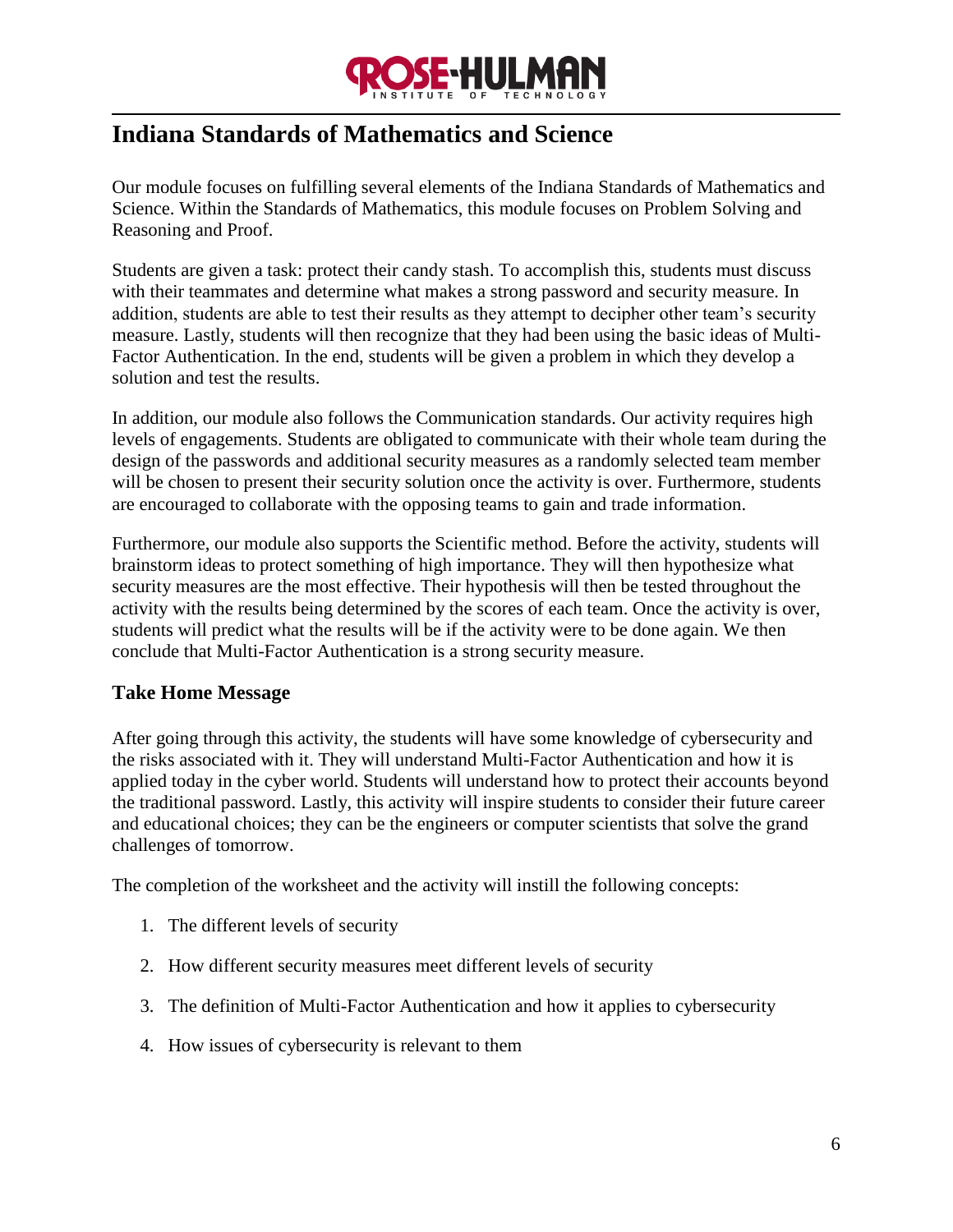## Indiana Standards of Mathematics and Science

Our module focuses on fulfilling several elements of the Indiana Standards of Mathematics and Science. Within the Standards of Mathematics, this module focuses on Problem Solving and Reasoning and Proof.

Students are given a task: protect their candy stash. To accomplish this, students must discuss with their teammates and determine what makes a strong password and security measure. In addition, students are able to test their results as they attempt to decipher other team's security measure. Lastly, students will then recognize that they had been using the basic ideas of Multi-Factor Authentication. In the end, students will be given a problem in which they develop a solution and test the results.

In addition, our module also follows the Communication standards. Our activity requires high levels of engagements. Students are obligated to communicate with their whole team during the design of the passwords and additional security measures as a randomly selected team member will be chosen to present their security solution once the activity is over. Furthermore, students are encouraged to collaborate with the opposing teams to gain and trade information.

Furthermore, our module also supports the Scientific method. Before the activity, students will brainstorm ideas to protect something of high importance. They will then hypothesize what security measures are the most effective. Their hypothesis will then be tested throughout the activity with the results being determined by the scores of each team. Once the activity is over, students will predict what the results will be if the activity were to be done again. We then conclude that Multi-Factor Authentication is a strong security measure.

### Take Home Message

After going through this activity, the students will have some knowledge of cybersecurity and the risks associated with it. They will understand Multi-Factor Authentication and how it is applied today in the cyber world. Students will understand how to protect their accounts beyond the traditional password. Lastly, this activity will inspire students to consider their future career and educational choices; they can be the engineers or computer scientists that solve the grand challenges of tomorrow.

The completion of the worksheet and the activity will instill the following concepts:

1. The different levels of security
2. How different security measures meet different levels of security
3. The definition of Multi-Factor Authentication and how it applies to cybersecurity
4. How issues of cybersecurity is relevant to them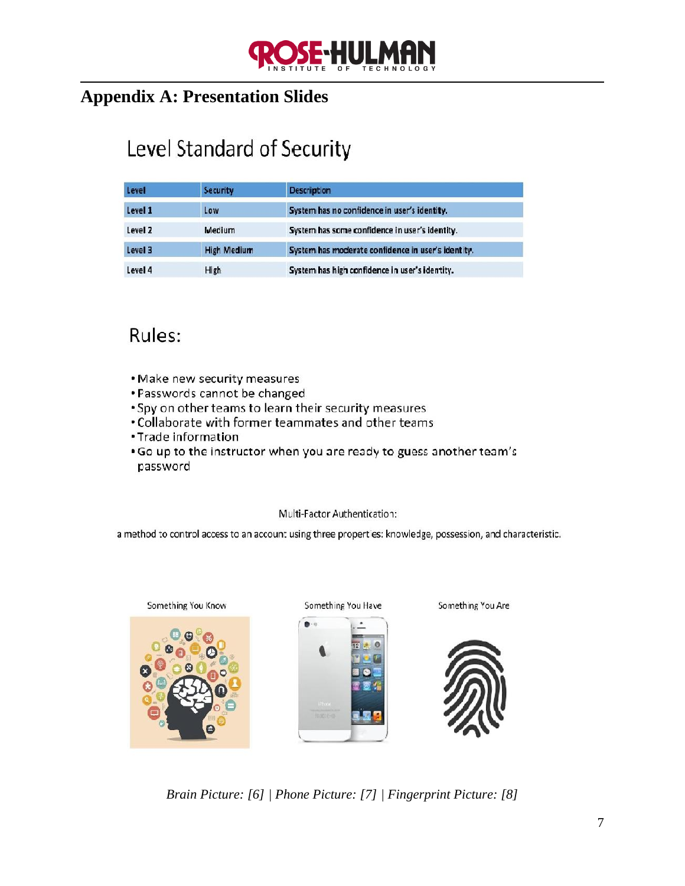## Appendix A: Presentation Slides

# Level Standard of Security

| Level | Security | Description |
|---|---|---|
| Level 1 | Low | System has no confidence in user's identity. |
| Level 2 | Medium | System has some confidence in user's identity. |
| Level 3 | High Medium | System has moderate confidence in user's identity. |
| Level 4 | High | System has high confidence in user's identity. |

# Rules:

- Make new security measures
- Passwords cannot be changed
- Spy on other teams to learn their security measures
- Collaborate with former teammates and other teams
- Trade information
- Go up to the instructor when you are ready to guess another team's password

Multi-Factor Authentication:

a method to control access to an account using three properties: knowledge, possession, and characteristic.

Something You Know | Something You Have | Something You Are

*Brain Picture: [6] | Phone Picture: [7] | Fingerprint Picture: [8]*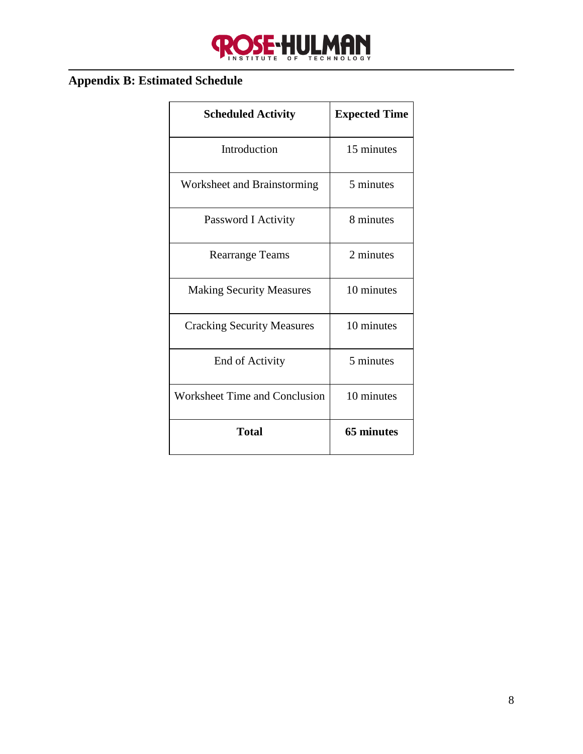## Appendix B: Estimated Schedule

| Scheduled Activity | Expected Time |
|---|---|
| Introduction | 15 minutes |
| Worksheet and Brainstorming | 5 minutes |
| Password I Activity | 8 minutes |
| Rearrange Teams | 2 minutes |
| Making Security Measures | 10 minutes |
| Cracking Security Measures | 10 minutes |
| End of Activity | 5 minutes |
| Worksheet Time and Conclusion | 10 minutes |
| **Total** | **65 minutes** |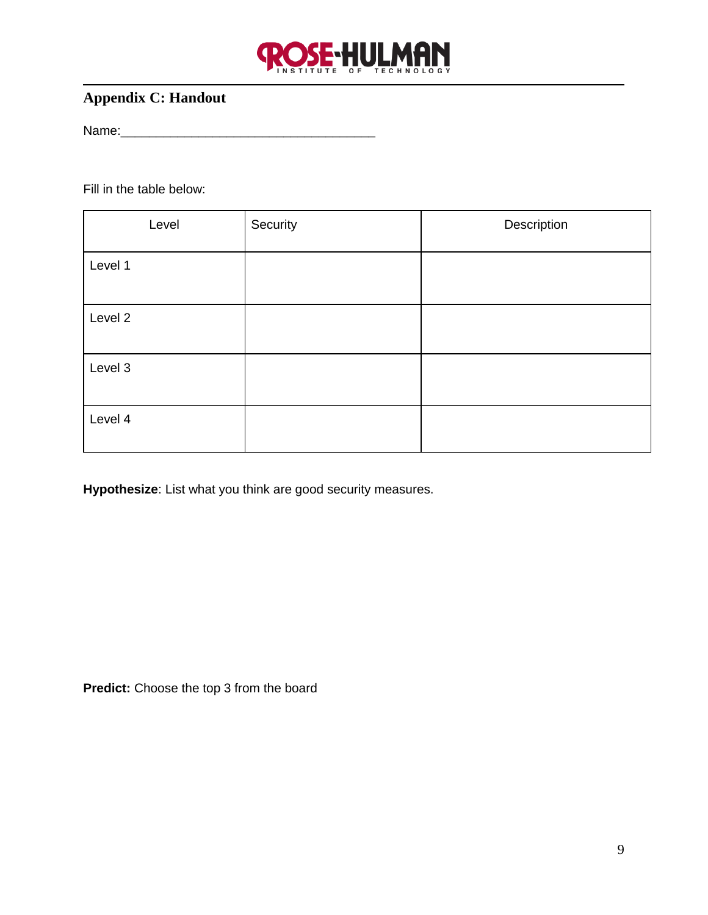## Appendix C: Handout

Name:_____________________________________

Fill in the table below:

| Level | Security | Description |
|---|---|---|
| Level 1 | | |
| Level 2 | | |
| Level 3 | | |
| Level 4 | | |

**Hypothesize**: List what you think are good security measures.

**Predict:** Choose the top 3 from the board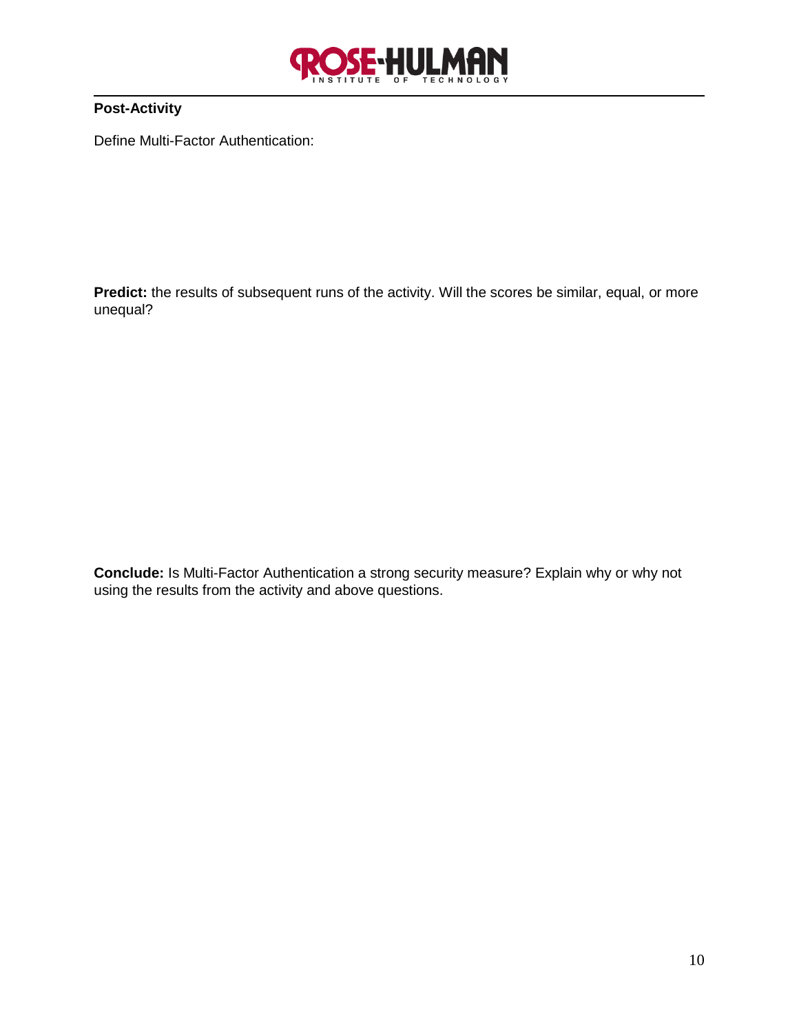**Post-Activity**

Define Multi-Factor Authentication:

**Predict:** the results of subsequent runs of the activity. Will the scores be similar, equal, or more unequal?

**Conclude:** Is Multi-Factor Authentication a strong security measure? Explain why or why not using the results from the activity and above questions.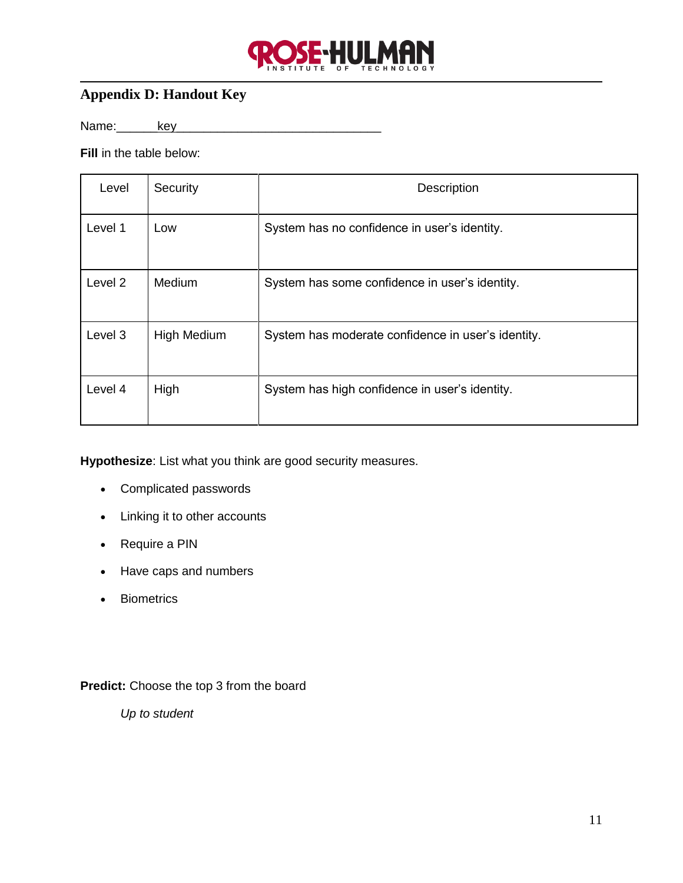## Appendix D: Handout Key

Name:______key_______________________________

**Fill** in the table below:

| Level | Security | Description |
|---|---|---|
| Level 1 | Low | System has no confidence in user's identity. |
| Level 2 | Medium | System has some confidence in user's identity. |
| Level 3 | High Medium | System has moderate confidence in user's identity. |
| Level 4 | High | System has high confidence in user's identity. |

**Hypothesize**: List what you think are good security measures.

- Complicated passwords
- Linking it to other accounts
- Require a PIN
- Have caps and numbers
- Biometrics

**Predict:** Choose the top 3 from the board

*Up to student*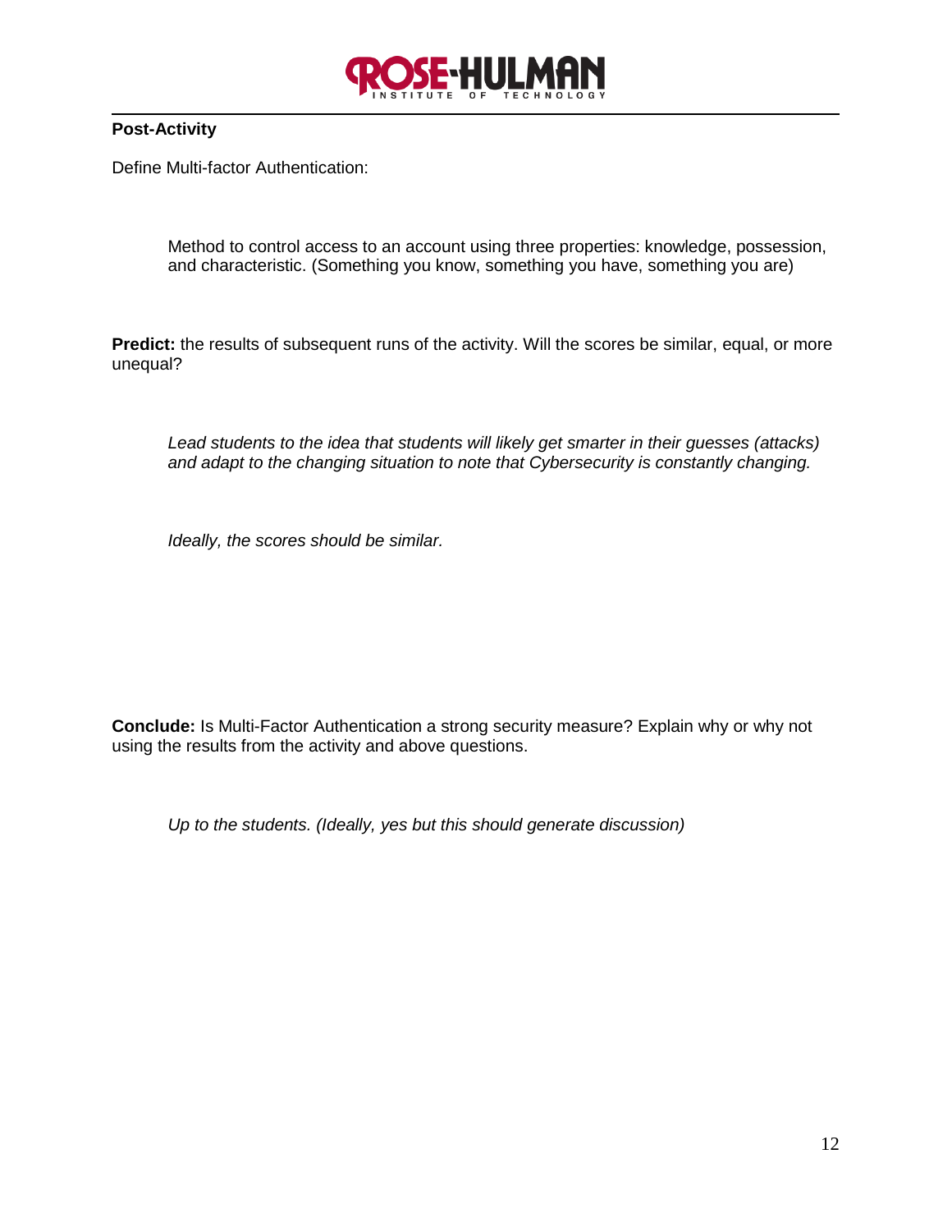**Post-Activity**

Define Multi-factor Authentication:

> Method to control access to an account using three properties: knowledge, possession, and characteristic. (Something you know, something you have, something you are)

**Predict:** the results of subsequent runs of the activity. Will the scores be similar, equal, or more unequal?

> *Lead students to the idea that students will likely get smarter in their guesses (attacks) and adapt to the changing situation to note that Cybersecurity is constantly changing.*
>
> *Ideally, the scores should be similar.*

**Conclude:** Is Multi-Factor Authentication a strong security measure? Explain why or why not using the results from the activity and above questions.

> *Up to the students. (Ideally, yes but this should generate discussion)*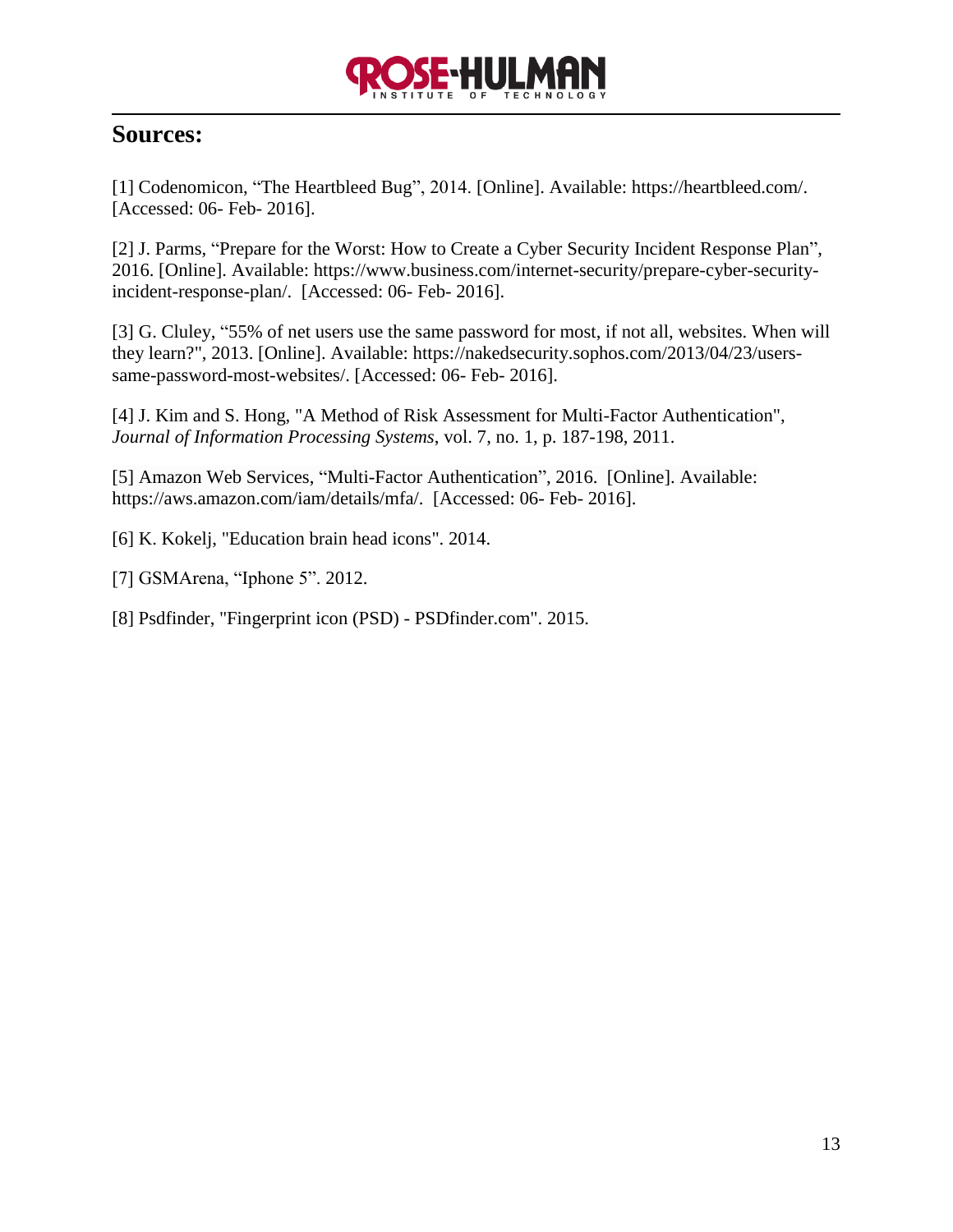## Sources:

[1] Codenomicon, “The Heartbleed Bug”, 2014. [Online]. Available: https://heartbleed.com/. [Accessed: 06- Feb- 2016].

[2] J. Parms, “Prepare for the Worst: How to Create a Cyber Security Incident Response Plan”, 2016. [Online]. Available: https://www.business.com/internet-security/prepare-cyber-security-incident-response-plan/. [Accessed: 06- Feb- 2016].

[3] G. Cluley, “55% of net users use the same password for most, if not all, websites. When will they learn?", 2013. [Online]. Available: https://nakedsecurity.sophos.com/2013/04/23/users-same-password-most-websites/. [Accessed: 06- Feb- 2016].

[4] J. Kim and S. Hong, "A Method of Risk Assessment for Multi-Factor Authentication", *Journal of Information Processing Systems*, vol. 7, no. 1, p. 187-198, 2011.

[5] Amazon Web Services, “Multi-Factor Authentication”, 2016. [Online]. Available: https://aws.amazon.com/iam/details/mfa/. [Accessed: 06- Feb- 2016].

[6] K. Kokelj, "Education brain head icons". 2014.

[7] GSMArena, “Iphone 5”. 2012.

[8] Psdfinder, "Fingerprint icon (PSD) - PSDfinder.com". 2015.